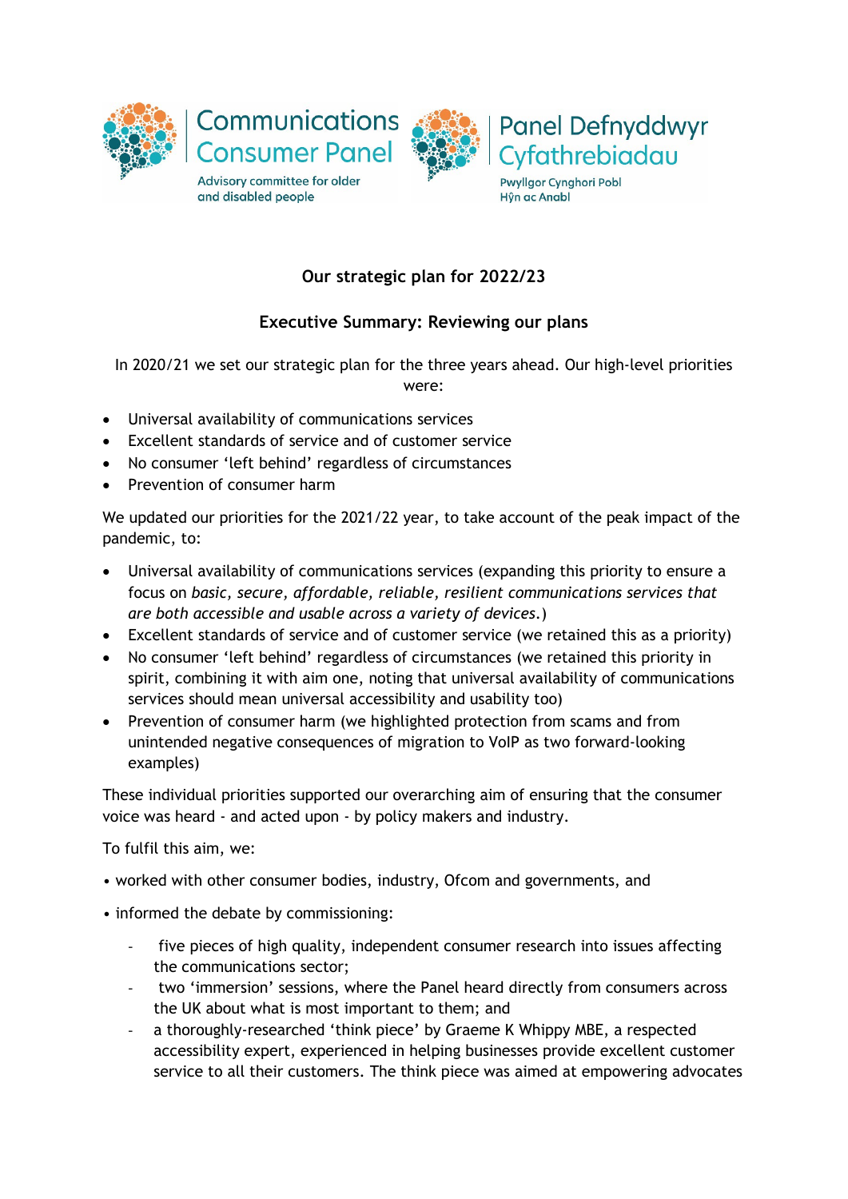Communications Consumer Panel

Advisory committee for older and disabled people

Panel Defnyddwyr Cyfathrebiadau

Pwyllgor Cynghori Pobl Hŷn ac Anabl

# Our strategic plan for 2022/23

## Executive Summary: Reviewing our plans

In 2020/21 we set our strategic plan for the three years ahead. Our high-level priorities were:

- Universal availability of communications services
- Excellent standards of service and of customer service
- No consumer 'left behind' regardless of circumstances
- Prevention of consumer harm

We updated our priorities for the 2021/22 year, to take account of the peak impact of the pandemic, to:

- Universal availability of communications services (expanding this priority to ensure a focus on *basic, secure, affordable, reliable, resilient communications services that are both accessible and usable across a variety of devices.*)
- Excellent standards of service and of customer service (we retained this as a priority)
- No consumer 'left behind' regardless of circumstances (we retained this priority in spirit, combining it with aim one, noting that universal availability of communications services should mean universal accessibility and usability too)
- Prevention of consumer harm (we highlighted protection from scams and from unintended negative consequences of migration to VoIP as two forward-looking examples)

These individual priorities supported our overarching aim of ensuring that the consumer voice was heard - and acted upon - by policy makers and industry.

To fulfil this aim, we:

- worked with other consumer bodies, industry, Ofcom and governments, and
- informed the debate by commissioning:
  - five pieces of high quality, independent consumer research into issues affecting the communications sector;
  - two 'immersion' sessions, where the Panel heard directly from consumers across the UK about what is most important to them; and
  - a thoroughly-researched 'think piece' by Graeme K Whippy MBE, a respected accessibility expert, experienced in helping businesses provide excellent customer service to all their customers. The think piece was aimed at empowering advocates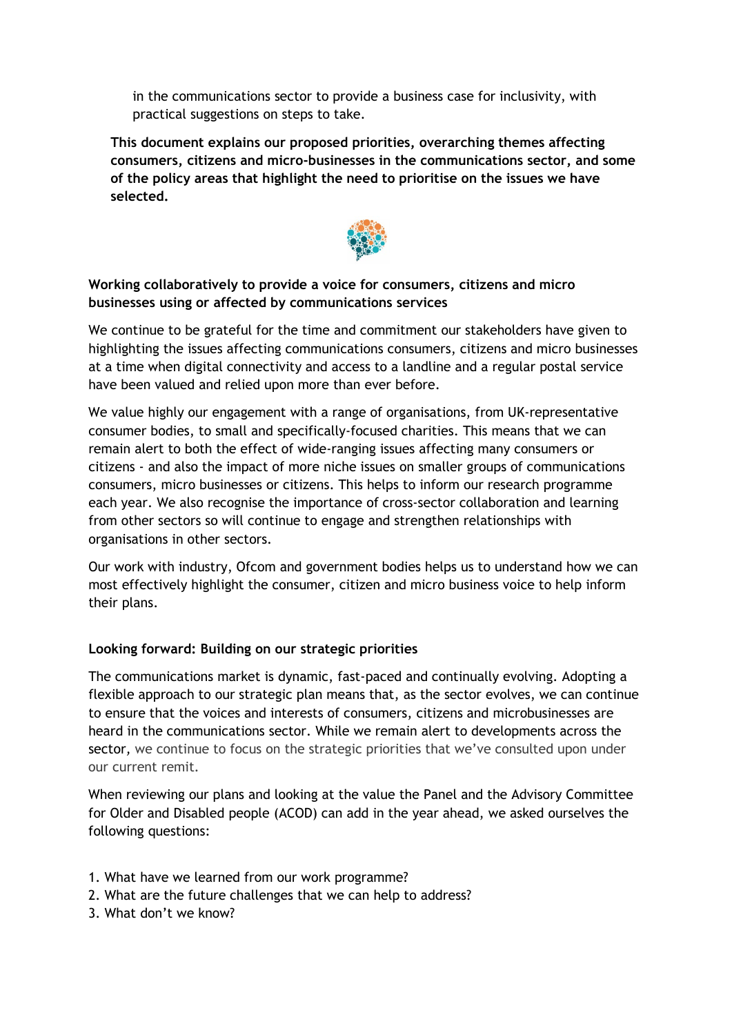in the communications sector to provide a business case for inclusivity, with practical suggestions on steps to take.

**This document explains our proposed priorities, overarching themes affecting consumers, citizens and micro-businesses in the communications sector, and some of the policy areas that highlight the need to prioritise on the issues we have selected.**

**Working collaboratively to provide a voice for consumers, citizens and micro businesses using or affected by communications services**

We continue to be grateful for the time and commitment our stakeholders have given to highlighting the issues affecting communications consumers, citizens and micro businesses at a time when digital connectivity and access to a landline and a regular postal service have been valued and relied upon more than ever before.

We value highly our engagement with a range of organisations, from UK-representative consumer bodies, to small and specifically-focused charities. This means that we can remain alert to both the effect of wide-ranging issues affecting many consumers or citizens - and also the impact of more niche issues on smaller groups of communications consumers, micro businesses or citizens. This helps to inform our research programme each year. We also recognise the importance of cross-sector collaboration and learning from other sectors so will continue to engage and strengthen relationships with organisations in other sectors.

Our work with industry, Ofcom and government bodies helps us to understand how we can most effectively highlight the consumer, citizen and micro business voice to help inform their plans.

**Looking forward: Building on our strategic priorities**

The communications market is dynamic, fast-paced and continually evolving. Adopting a flexible approach to our strategic plan means that, as the sector evolves, we can continue to ensure that the voices and interests of consumers, citizens and microbusinesses are heard in the communications sector. While we remain alert to developments across the sector, we continue to focus on the strategic priorities that we've consulted upon under our current remit.

When reviewing our plans and looking at the value the Panel and the Advisory Committee for Older and Disabled people (ACOD) can add in the year ahead, we asked ourselves the following questions:

1. What have we learned from our work programme?
2. What are the future challenges that we can help to address?
3. What don't we know?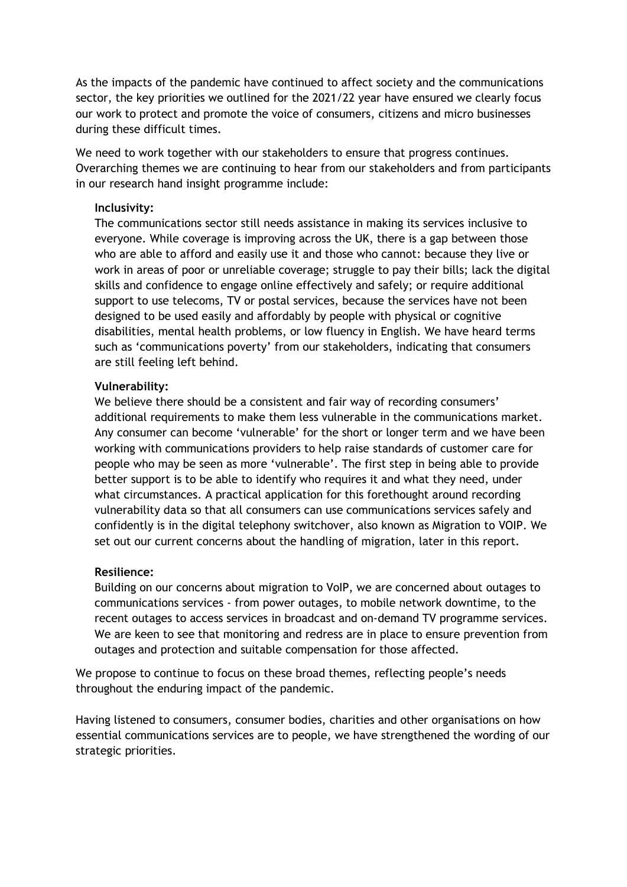As the impacts of the pandemic have continued to affect society and the communications sector, the key priorities we outlined for the 2021/22 year have ensured we clearly focus our work to protect and promote the voice of consumers, citizens and micro businesses during these difficult times.

We need to work together with our stakeholders to ensure that progress continues. Overarching themes we are continuing to hear from our stakeholders and from participants in our research hand insight programme include:

**Inclusivity:**
The communications sector still needs assistance in making its services inclusive to everyone. While coverage is improving across the UK, there is a gap between those who are able to afford and easily use it and those who cannot: because they live or work in areas of poor or unreliable coverage; struggle to pay their bills; lack the digital skills and confidence to engage online effectively and safely; or require additional support to use telecoms, TV or postal services, because the services have not been designed to be used easily and affordably by people with physical or cognitive disabilities, mental health problems, or low fluency in English. We have heard terms such as 'communications poverty' from our stakeholders, indicating that consumers are still feeling left behind.

**Vulnerability:**
We believe there should be a consistent and fair way of recording consumers' additional requirements to make them less vulnerable in the communications market. Any consumer can become 'vulnerable' for the short or longer term and we have been working with communications providers to help raise standards of customer care for people who may be seen as more 'vulnerable'. The first step in being able to provide better support is to be able to identify who requires it and what they need, under what circumstances. A practical application for this forethought around recording vulnerability data so that all consumers can use communications services safely and confidently is in the digital telephony switchover, also known as Migration to VOIP. We set out our current concerns about the handling of migration, later in this report.

**Resilience:**
Building on our concerns about migration to VoIP, we are concerned about outages to communications services - from power outages, to mobile network downtime, to the recent outages to access services in broadcast and on-demand TV programme services. We are keen to see that monitoring and redress are in place to ensure prevention from outages and protection and suitable compensation for those affected.

We propose to continue to focus on these broad themes, reflecting people's needs throughout the enduring impact of the pandemic.

Having listened to consumers, consumer bodies, charities and other organisations on how essential communications services are to people, we have strengthened the wording of our strategic priorities.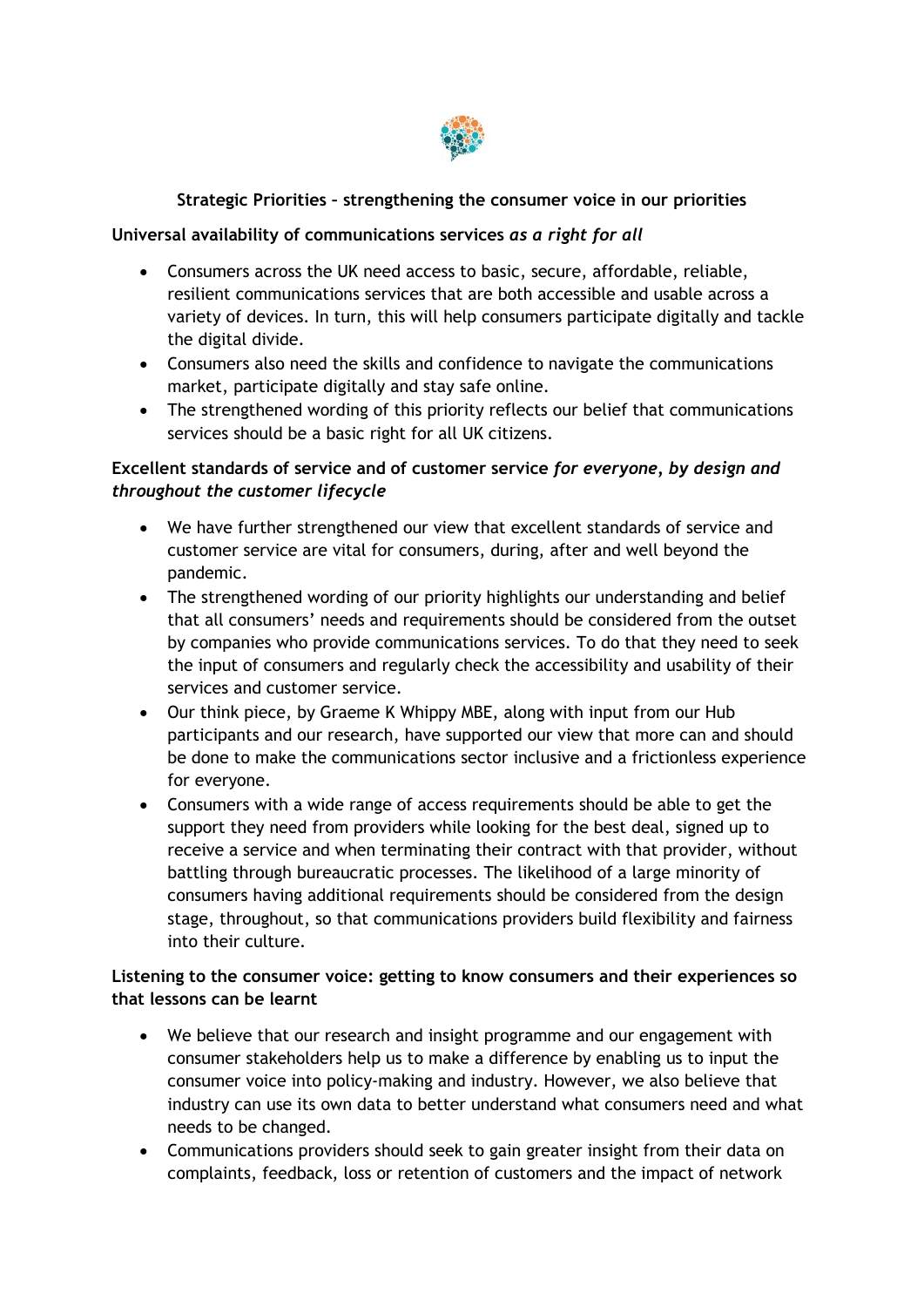**Strategic Priorities – strengthening the consumer voice in our priorities**

**Universal availability of communications services *as a right for all***

- Consumers across the UK need access to basic, secure, affordable, reliable, resilient communications services that are both accessible and usable across a variety of devices. In turn, this will help consumers participate digitally and tackle the digital divide.
- Consumers also need the skills and confidence to navigate the communications market, participate digitally and stay safe online.
- The strengthened wording of this priority reflects our belief that communications services should be a basic right for all UK citizens.

**Excellent standards of service and of customer service *for everyone, by design and throughout the customer lifecycle***

- We have further strengthened our view that excellent standards of service and customer service are vital for consumers, during, after and well beyond the pandemic.
- The strengthened wording of our priority highlights our understanding and belief that all consumers' needs and requirements should be considered from the outset by companies who provide communications services. To do that they need to seek the input of consumers and regularly check the accessibility and usability of their services and customer service.
- Our think piece, by Graeme K Whippy MBE, along with input from our Hub participants and our research, have supported our view that more can and should be done to make the communications sector inclusive and a frictionless experience for everyone.
- Consumers with a wide range of access requirements should be able to get the support they need from providers while looking for the best deal, signed up to receive a service and when terminating their contract with that provider, without battling through bureaucratic processes. The likelihood of a large minority of consumers having additional requirements should be considered from the design stage, throughout, so that communications providers build flexibility and fairness into their culture.

**Listening to the consumer voice: getting to know consumers and their experiences so that lessons can be learnt**

- We believe that our research and insight programme and our engagement with consumer stakeholders help us to make a difference by enabling us to input the consumer voice into policy-making and industry. However, we also believe that industry can use its own data to better understand what consumers need and what needs to be changed.
- Communications providers should seek to gain greater insight from their data on complaints, feedback, loss or retention of customers and the impact of network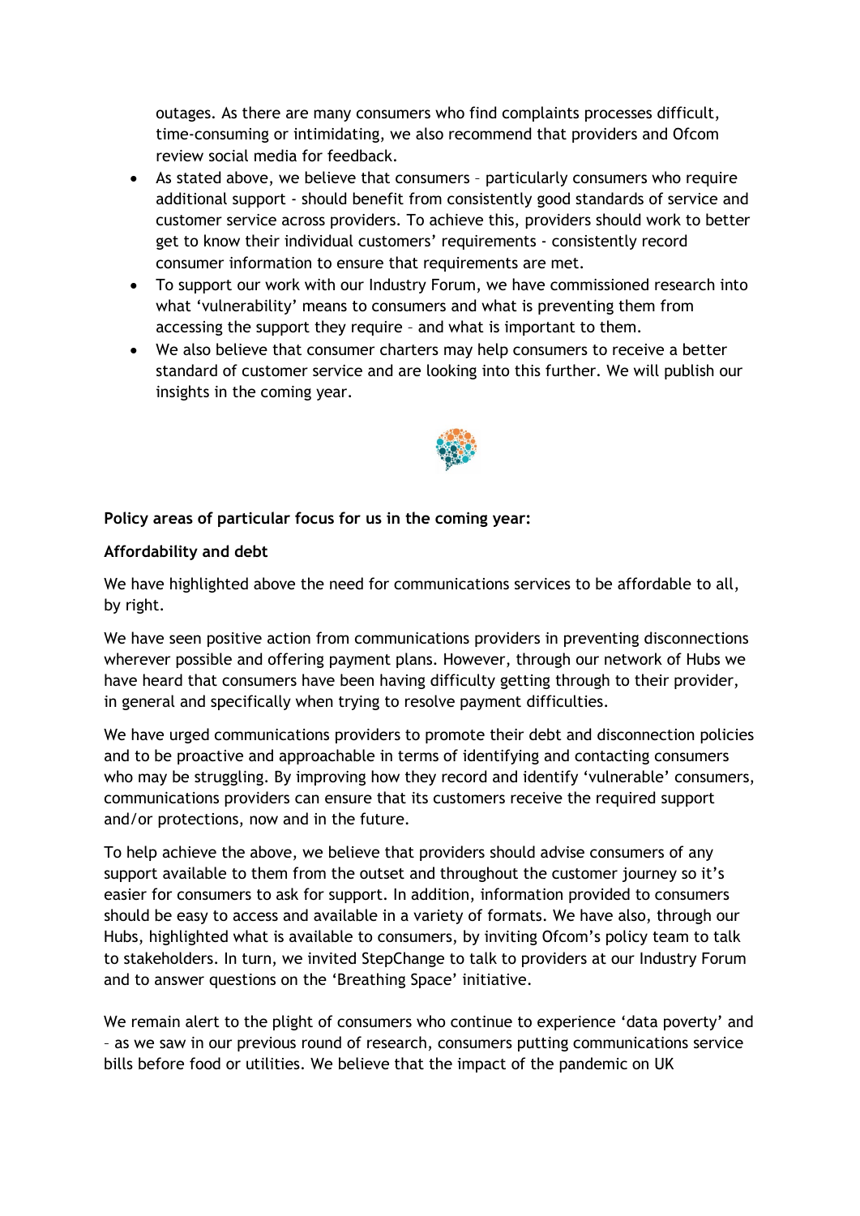outages. As there are many consumers who find complaints processes difficult, time-consuming or intimidating, we also recommend that providers and Ofcom review social media for feedback.

- As stated above, we believe that consumers – particularly consumers who require additional support - should benefit from consistently good standards of service and customer service across providers. To achieve this, providers should work to better get to know their individual customers' requirements - consistently record consumer information to ensure that requirements are met.
- To support our work with our Industry Forum, we have commissioned research into what 'vulnerability' means to consumers and what is preventing them from accessing the support they require – and what is important to them.
- We also believe that consumer charters may help consumers to receive a better standard of customer service and are looking into this further. We will publish our insights in the coming year.

**Policy areas of particular focus for us in the coming year:**

**Affordability and debt**

We have highlighted above the need for communications services to be affordable to all, by right.

We have seen positive action from communications providers in preventing disconnections wherever possible and offering payment plans. However, through our network of Hubs we have heard that consumers have been having difficulty getting through to their provider, in general and specifically when trying to resolve payment difficulties.

We have urged communications providers to promote their debt and disconnection policies and to be proactive and approachable in terms of identifying and contacting consumers who may be struggling. By improving how they record and identify 'vulnerable' consumers, communications providers can ensure that its customers receive the required support and/or protections, now and in the future.

To help achieve the above, we believe that providers should advise consumers of any support available to them from the outset and throughout the customer journey so it's easier for consumers to ask for support. In addition, information provided to consumers should be easy to access and available in a variety of formats. We have also, through our Hubs, highlighted what is available to consumers, by inviting Ofcom's policy team to talk to stakeholders. In turn, we invited StepChange to talk to providers at our Industry Forum and to answer questions on the 'Breathing Space' initiative.

We remain alert to the plight of consumers who continue to experience 'data poverty' and – as we saw in our previous round of research, consumers putting communications service bills before food or utilities. We believe that the impact of the pandemic on UK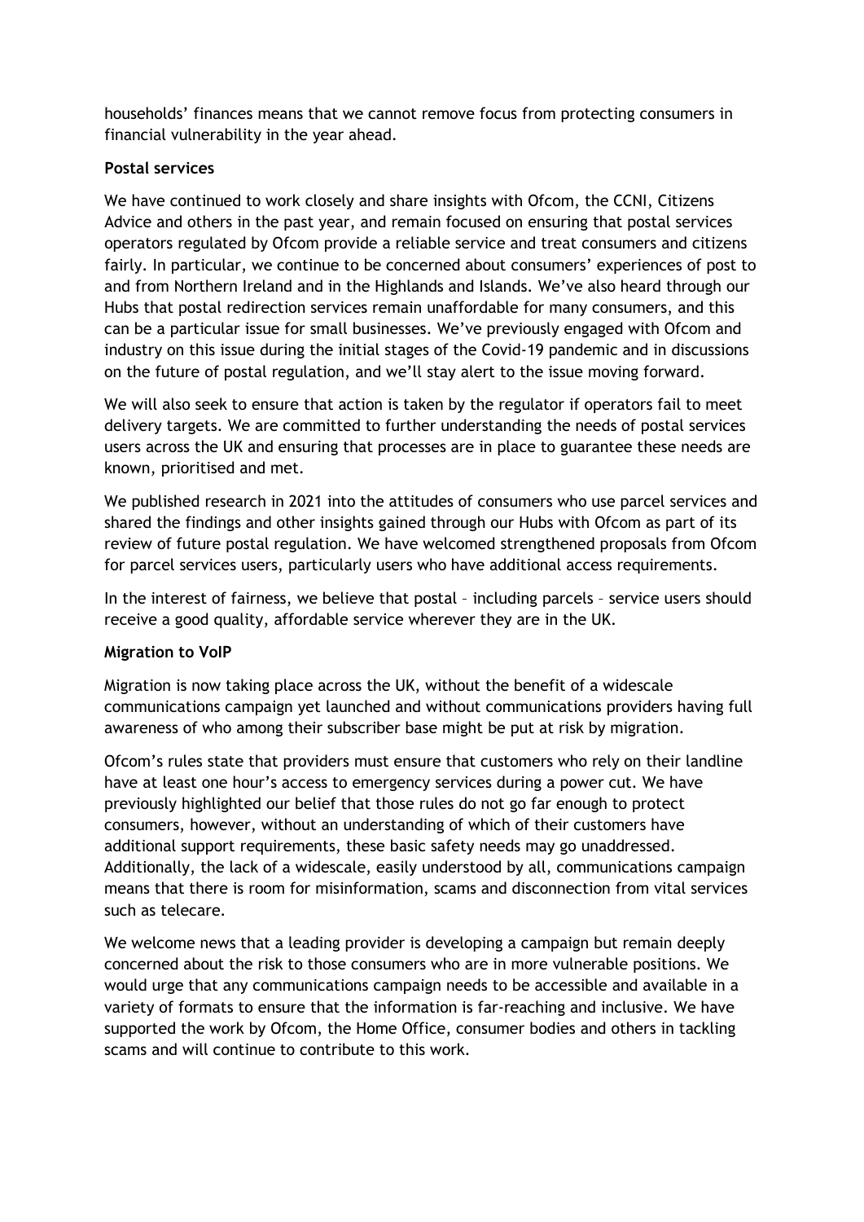households' finances means that we cannot remove focus from protecting consumers in financial vulnerability in the year ahead.

**Postal services**

We have continued to work closely and share insights with Ofcom, the CCNI, Citizens Advice and others in the past year, and remain focused on ensuring that postal services operators regulated by Ofcom provide a reliable service and treat consumers and citizens fairly. In particular, we continue to be concerned about consumers' experiences of post to and from Northern Ireland and in the Highlands and Islands. We've also heard through our Hubs that postal redirection services remain unaffordable for many consumers, and this can be a particular issue for small businesses. We've previously engaged with Ofcom and industry on this issue during the initial stages of the Covid-19 pandemic and in discussions on the future of postal regulation, and we'll stay alert to the issue moving forward.

We will also seek to ensure that action is taken by the regulator if operators fail to meet delivery targets. We are committed to further understanding the needs of postal services users across the UK and ensuring that processes are in place to guarantee these needs are known, prioritised and met.

We published research in 2021 into the attitudes of consumers who use parcel services and shared the findings and other insights gained through our Hubs with Ofcom as part of its review of future postal regulation. We have welcomed strengthened proposals from Ofcom for parcel services users, particularly users who have additional access requirements.

In the interest of fairness, we believe that postal – including parcels – service users should receive a good quality, affordable service wherever they are in the UK.

**Migration to VoIP**

Migration is now taking place across the UK, without the benefit of a widescale communications campaign yet launched and without communications providers having full awareness of who among their subscriber base might be put at risk by migration.

Ofcom's rules state that providers must ensure that customers who rely on their landline have at least one hour's access to emergency services during a power cut. We have previously highlighted our belief that those rules do not go far enough to protect consumers, however, without an understanding of which of their customers have additional support requirements, these basic safety needs may go unaddressed. Additionally, the lack of a widescale, easily understood by all, communications campaign means that there is room for misinformation, scams and disconnection from vital services such as telecare.

We welcome news that a leading provider is developing a campaign but remain deeply concerned about the risk to those consumers who are in more vulnerable positions. We would urge that any communications campaign needs to be accessible and available in a variety of formats to ensure that the information is far-reaching and inclusive. We have supported the work by Ofcom, the Home Office, consumer bodies and others in tackling scams and will continue to contribute to this work.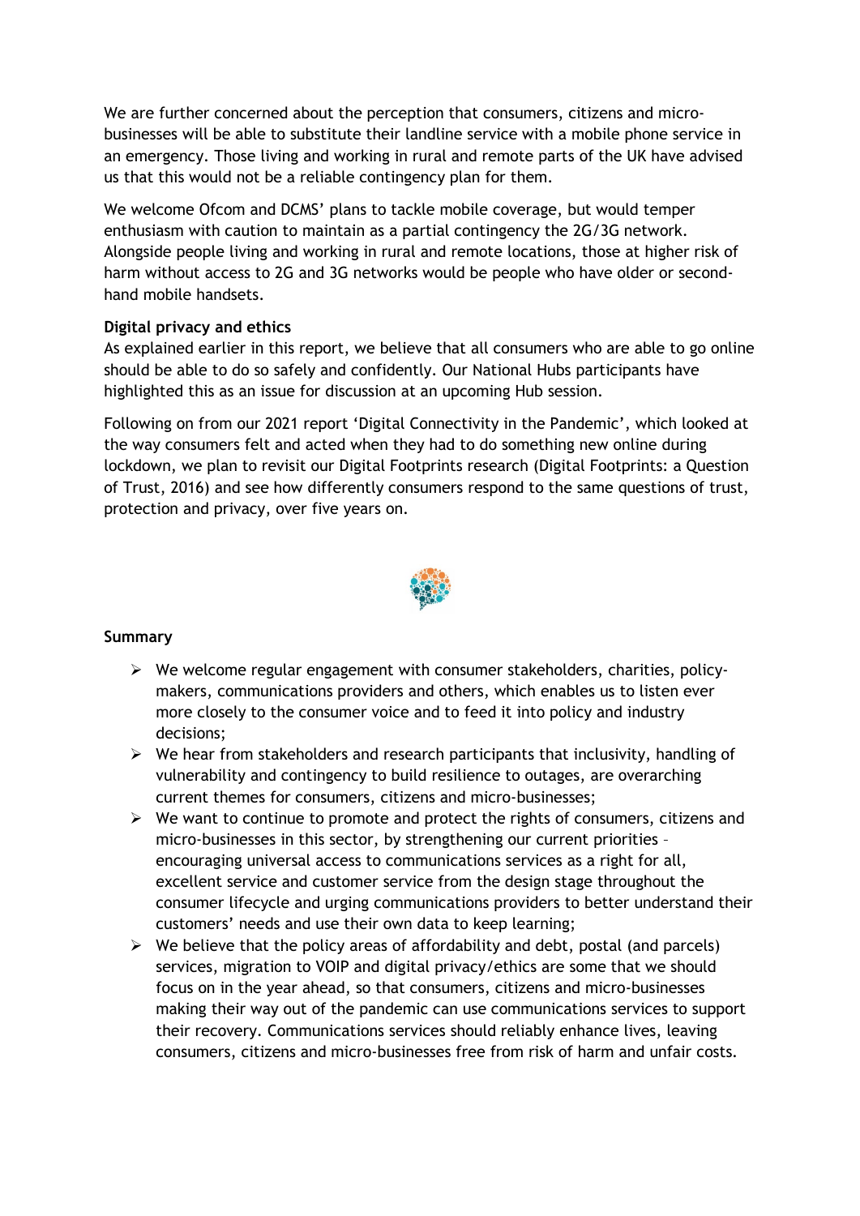We are further concerned about the perception that consumers, citizens and micro-businesses will be able to substitute their landline service with a mobile phone service in an emergency. Those living and working in rural and remote parts of the UK have advised us that this would not be a reliable contingency plan for them.

We welcome Ofcom and DCMS' plans to tackle mobile coverage, but would temper enthusiasm with caution to maintain as a partial contingency the 2G/3G network. Alongside people living and working in rural and remote locations, those at higher risk of harm without access to 2G and 3G networks would be people who have older or second-hand mobile handsets.

**Digital privacy and ethics**

As explained earlier in this report, we believe that all consumers who are able to go online should be able to do so safely and confidently. Our National Hubs participants have highlighted this as an issue for discussion at an upcoming Hub session.

Following on from our 2021 report 'Digital Connectivity in the Pandemic', which looked at the way consumers felt and acted when they had to do something new online during lockdown, we plan to revisit our Digital Footprints research (Digital Footprints: a Question of Trust, 2016) and see how differently consumers respond to the same questions of trust, protection and privacy, over five years on.

**Summary**

- We welcome regular engagement with consumer stakeholders, charities, policy-makers, communications providers and others, which enables us to listen ever more closely to the consumer voice and to feed it into policy and industry decisions;
- We hear from stakeholders and research participants that inclusivity, handling of vulnerability and contingency to build resilience to outages, are overarching current themes for consumers, citizens and micro-businesses;
- We want to continue to promote and protect the rights of consumers, citizens and micro-businesses in this sector, by strengthening our current priorities – encouraging universal access to communications services as a right for all, excellent service and customer service from the design stage throughout the consumer lifecycle and urging communications providers to better understand their customers' needs and use their own data to keep learning;
- We believe that the policy areas of affordability and debt, postal (and parcels) services, migration to VOIP and digital privacy/ethics are some that we should focus on in the year ahead, so that consumers, citizens and micro-businesses making their way out of the pandemic can use communications services to support their recovery. Communications services should reliably enhance lives, leaving consumers, citizens and micro-businesses free from risk of harm and unfair costs.